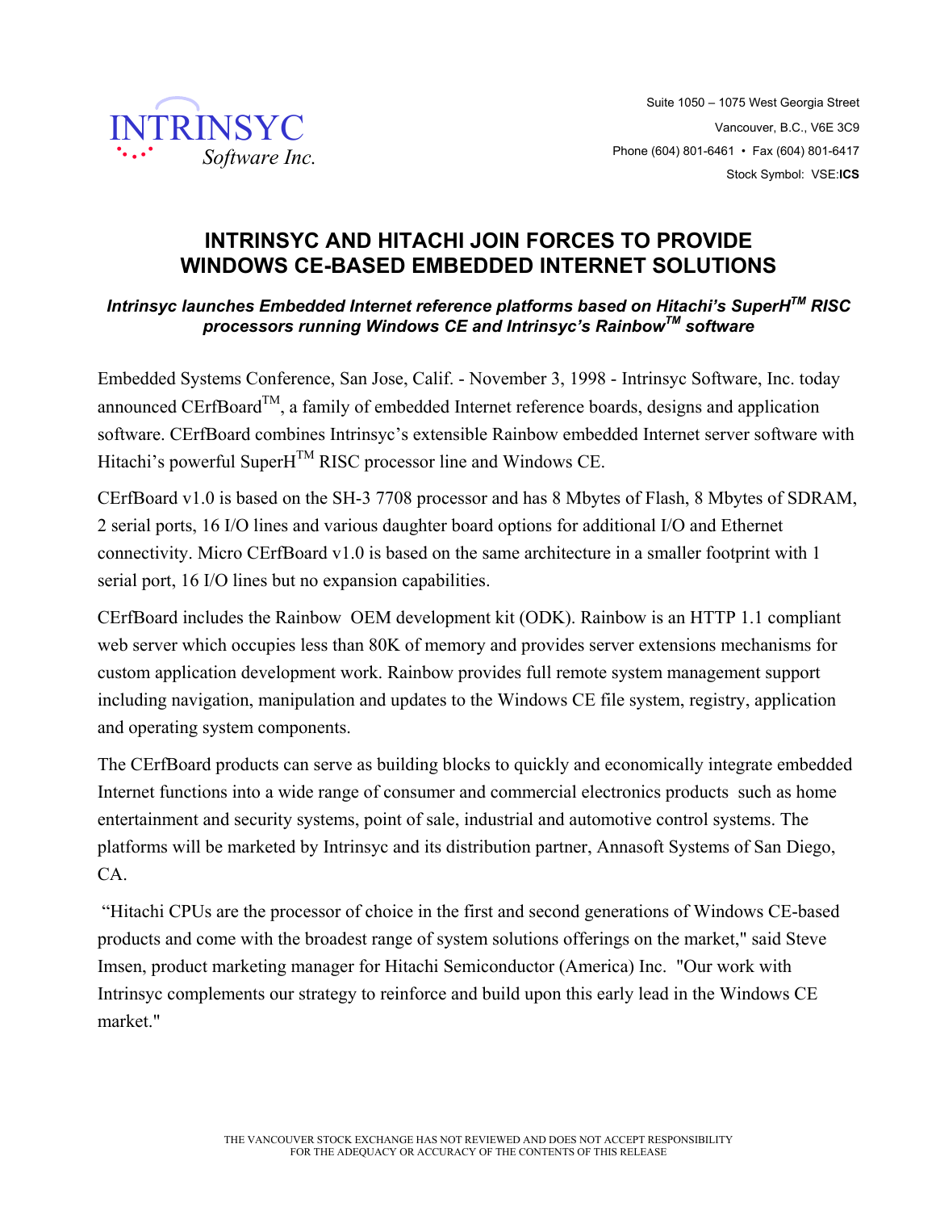INTRINSYC Software Inc.

Suite 1050 – 1075 West Georgia Street
Vancouver, B.C., V6E 3C9
Phone (604) 801-6461 • Fax (604) 801-6417
Stock Symbol: VSE:**ICS**

# INTRINSYC AND HITACHI JOIN FORCES TO PROVIDE WINDOWS CE-BASED EMBEDDED INTERNET SOLUTIONS

***Intrinsyc launches Embedded Internet reference platforms based on Hitachi's SuperH™ RISC processors running Windows CE and Intrinsyc's Rainbow™ software***

Embedded Systems Conference, San Jose, Calif. - November 3, 1998 - Intrinsyc Software, Inc. today announced CErfBoard™, a family of embedded Internet reference boards, designs and application software. CErfBoard combines Intrinsyc's extensible Rainbow embedded Internet server software with Hitachi's powerful SuperH™ RISC processor line and Windows CE.

CErfBoard v1.0 is based on the SH-3 7708 processor and has 8 Mbytes of Flash, 8 Mbytes of SDRAM, 2 serial ports, 16 I/O lines and various daughter board options for additional I/O and Ethernet connectivity. Micro CErfBoard v1.0 is based on the same architecture in a smaller footprint with 1 serial port, 16 I/O lines but no expansion capabilities.

CErfBoard includes the Rainbow OEM development kit (ODK). Rainbow is an HTTP 1.1 compliant web server which occupies less than 80K of memory and provides server extensions mechanisms for custom application development work. Rainbow provides full remote system management support including navigation, manipulation and updates to the Windows CE file system, registry, application and operating system components.

The CErfBoard products can serve as building blocks to quickly and economically integrate embedded Internet functions into a wide range of consumer and commercial electronics products such as home entertainment and security systems, point of sale, industrial and automotive control systems. The platforms will be marketed by Intrinsyc and its distribution partner, Annasoft Systems of San Diego, CA.

"Hitachi CPUs are the processor of choice in the first and second generations of Windows CE-based products and come with the broadest range of system solutions offerings on the market," said Steve Imsen, product marketing manager for Hitachi Semiconductor (America) Inc. "Our work with Intrinsyc complements our strategy to reinforce and build upon this early lead in the Windows CE market."

THE VANCOUVER STOCK EXCHANGE HAS NOT REVIEWED AND DOES NOT ACCEPT RESPONSIBILITY FOR THE ADEQUACY OR ACCURACY OF THE CONTENTS OF THIS RELEASE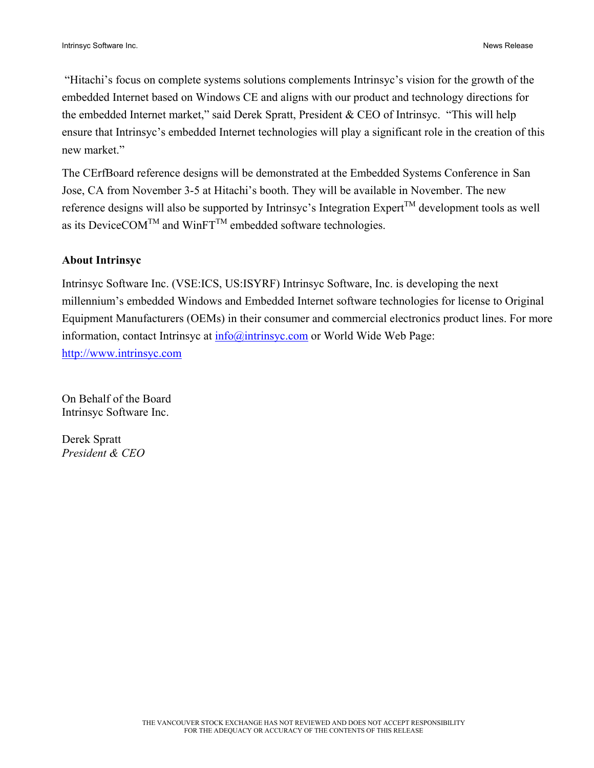"Hitachi's focus on complete systems solutions complements Intrinsyc's vision for the growth of the embedded Internet based on Windows CE and aligns with our product and technology directions for the embedded Internet market," said Derek Spratt, President & CEO of Intrinsyc. "This will help ensure that Intrinsyc's embedded Internet technologies will play a significant role in the creation of this new market."

The CErfBoard reference designs will be demonstrated at the Embedded Systems Conference in San Jose, CA from November 3-5 at Hitachi's booth. They will be available in November. The new reference designs will also be supported by Intrinsyc's Integration Expert™ development tools as well as its DeviceCOM™ and WinFT™ embedded software technologies.

**About Intrinsyc**

Intrinsyc Software Inc. (VSE:ICS, US:ISYRF) Intrinsyc Software, Inc. is developing the next millennium's embedded Windows and Embedded Internet software technologies for license to Original Equipment Manufacturers (OEMs) in their consumer and commercial electronics product lines. For more information, contact Intrinsyc at info@intrinsyc.com or World Wide Web Page: http://www.intrinsyc.com

On Behalf of the Board
Intrinsyc Software Inc.

Derek Spratt
*President & CEO*

THE VANCOUVER STOCK EXCHANGE HAS NOT REVIEWED AND DOES NOT ACCEPT RESPONSIBILITY FOR THE ADEQUACY OR ACCURACY OF THE CONTENTS OF THIS RELEASE